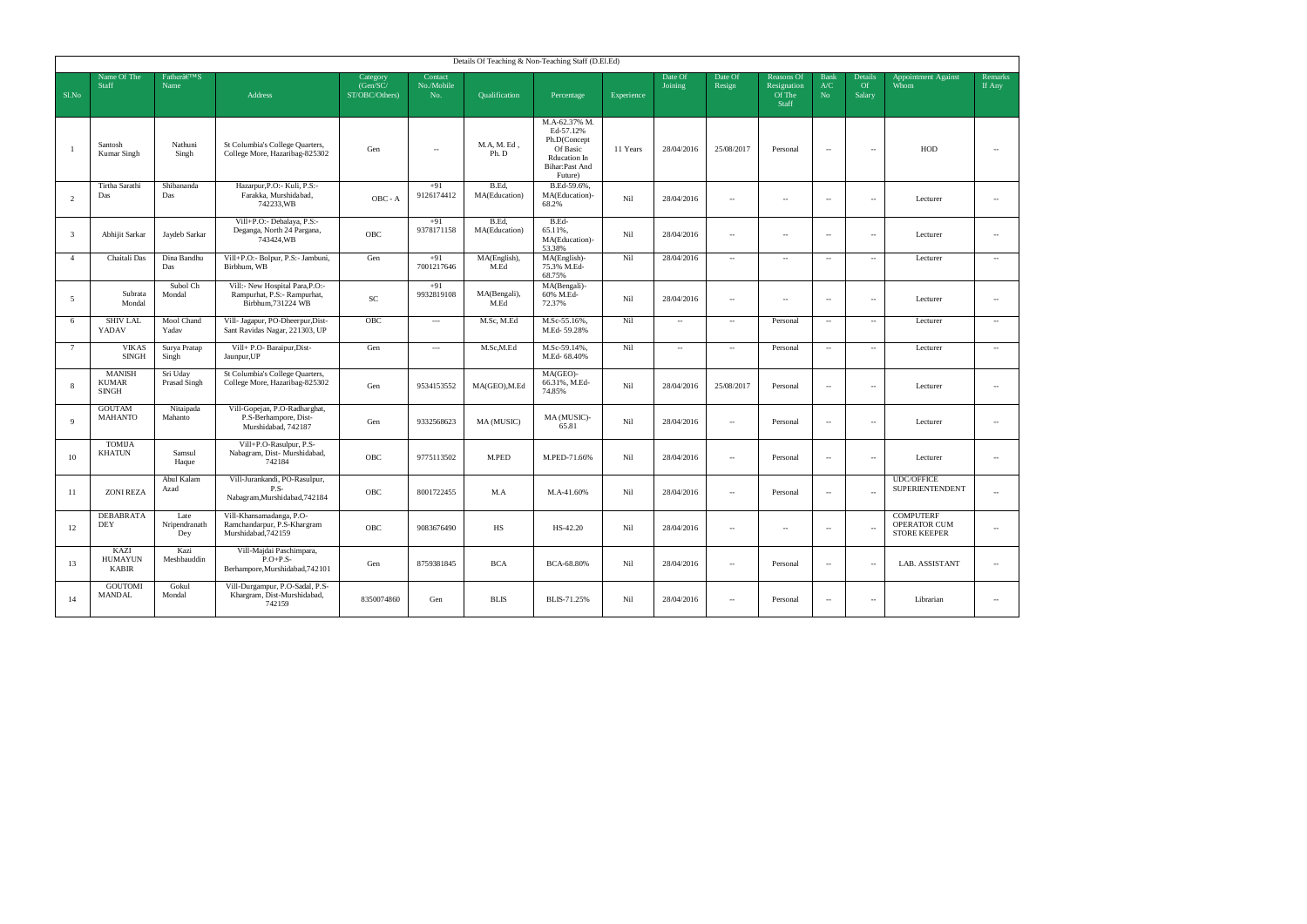Details Of Teaching & Non-Teaching Staff (D.El.Ed)

| Sl.No | Name Of The Staff | Fatherâ€™S Name | Address | Category (Gen/SC/ ST/OBC/Others) | Contact No./Mobile No. | Qualification | Percentage | Experience | Date Of Joining | Date Of Resign | Reasons Of Resignation Of The Staff | Bank A/C No | Details Of Salary | Appointment Against Whom | Remarks If Any |
|---|---|---|---|---|---|---|---|---|---|---|---|---|---|---|---|
| 1 | Santosh Kumar Singh | Nathuni Singh | St Columbia's College Quarters, College More, Hazaribag-825302 | Gen | -- | M.A, M. Ed , Ph. D | M.A-62.37% M. Ed-57.12% Ph.D(Concept Of Basic Rducation In Bihar:Past And Future) | 11 Years | 28/04/2016 | 25/08/2017 | Personal | -- | -- | HOD | -- |
| 2 | Tirtha Sarathi Das | Shibananda Das | Hazarpur,P.O:- Kuli, P.S:- Farakka, Murshidabad, 742233,WB | OBC - A | +91 9126174412 | B.Ed, MA(Education) | B.Ed-59.6%, MA(Education)- 68.2% | Nil | 28/04/2016 | -- | -- | -- | -- | Lecturer | -- |
| 3 | Abhijit Sarkar | Jaydeb Sarkar | Vill+P.O:- Dehalaya, P.S:- Deganga, North 24 Pargana, 743424,WB | OBC | +91 9378171158 | B.Ed, MA(Education) | B.Ed- 65.11%, MA(Education)- 53.38% | Nil | 28/04/2016 | -- | -- | -- | -- | Lecturer | -- |
| 4 | Chaitali Das | Dina Bandhu Das | Vill+P.O:- Bolpur, P.S:- Jambuni, Birbhum, WB | Gen | +91 7001217646 | MA(English), M.Ed | MA(English)- 75.3% M.Ed- 68.75% | Nil | 28/04/2016 | -- | -- | -- | -- | Lecturer | -- |
| 5 | Subrata Mondal | Subol Ch Mondal | Vill:- New Hospital Para,P.O:- Rampurhat, P.S:- Rampurhat, Birbhum,731224 WB | SC | +91 9932819108 | MA(Bengali), M.Ed | MA(Bengali)- 60% M.Ed- 72.37% | Nil | 28/04/2016 | -- | -- | -- | -- | Lecturer | -- |
| 6 | SHIV LAL YADAV | Mool Chand Yadav | Vill- Jagapur, PO-Dheerpur,Dist- Sant Ravidas Nagar, 221303, UP | OBC | --- | M.Sc, M.Ed | M.Sc-55.16%, M.Ed- 59.28% | Nil | -- | -- | Personal | -- | -- | Lecturer | -- |
| 7 | VIKAS SINGH | Surya Pratap Singh | Vill+ P.O- Baraipur,Dist- Jaunpur,UP | Gen | --- | M.Sc,M.Ed | M.Sc-59.14%, M.Ed- 68.40% | Nil | -- | -- | Personal | -- | -- | Lecturer | -- |
| 8 | MANISH KUMAR SINGH | Sri Uday Prasad Singh | St Columbia's College Quarters, College More, Hazaribag-825302 | Gen | 9534153552 | MA(GEO),M.Ed | MA(GEO)- 66.31%, M.Ed- 74.85% | Nil | 28/04/2016 | 25/08/2017 | Personal | -- | -- | Lecturer | -- |
| 9 | GOUTAM MAHANTO | Nitaipada Mahanto | Vill-Gopejan, P.O-Radharghat, P.S-Berhampore, Dist- Murshidabad, 742187 | Gen | 9332568623 | MA (MUSIC) | MA (MUSIC)- 65.81 | Nil | 28/04/2016 | -- | Personal | -- | -- | Lecturer | -- |
| 10 | TOMIJA KHATUN | Samsul Haque | Vill+P.O-Rasulpur, P.S- Nabagram, Dist- Murshidabad, 742184 | OBC | 9775113502 | M.PED | M.PED-71.66% | Nil | 28/04/2016 | -- | Personal | -- | -- | Lecturer | -- |
| 11 | ZONI REZA | Abul Kalam Azad | Vill-Jurankandi, PO-Rasulpur, P.S- Nabagram,Murshidabad,742184 | OBC | 8001722455 | M.A | M.A-41.60% | Nil | 28/04/2016 | -- | Personal | -- | -- | UDC/OFFICE SUPERIENTENDENT | -- |
| 12 | DEBABRATA DEY | Late Nripendranath Dey | Vill-Khansamadanga, P.O- Ramchandarpur, P.S-Khargram Murshidabad,742159 | OBC | 9083676490 | HS | HS-42.20 | Nil | 28/04/2016 | -- | -- | -- | -- | COMPUTERF OPERATOR CUM STORE KEEPER | -- |
| 13 | KAZI HUMAYUN KABIR | Kazi Meshbauddin | Vill-Majdai Paschimpara, P.O+P.S- Berhampore,Murshidabad,742101 | Gen | 8759381845 | BCA | BCA-68.80% | Nil | 28/04/2016 | -- | Personal | -- | -- | LAB. ASSISTANT | -- |
| 14 | GOUTOMI MANDAL | Gokul Mondal | Vill-Durgampur, P.O-Sadal, P.S- Khargram, Dist-Murshidabad, 742159 | 8350074860 | Gen | BLIS | BLIS-71.25% | Nil | 28/04/2016 | -- | Personal | -- | -- | Librarian | -- |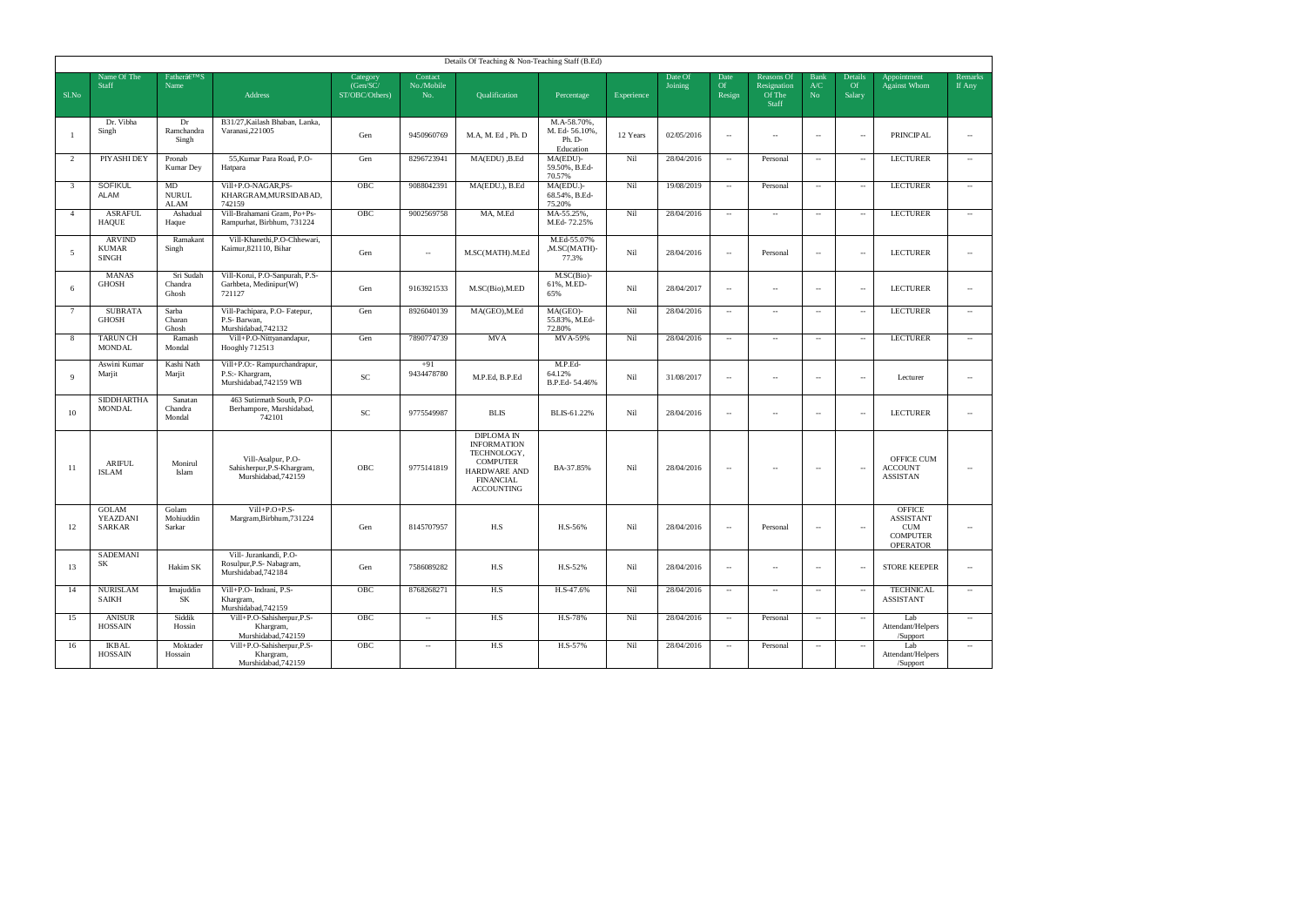Details Of Teaching & Non-Teaching Staff (B.Ed)

| Sl.No | Name Of The Staff | Fatherâ€™S Name | Address | Category (Gen/SC/ ST/OBC/Others) | Contact No./Mobile No. | Qualification | Percentage | Experience | Date Of Joining | Date Of Resign | Reasons Of Resignation Of The Staff | Bank A/C No | Details Of Salary | Appointment Against Whom | Remarks If Any |
|---|---|---|---|---|---|---|---|---|---|---|---|---|---|---|---|
| 1 | Dr. Vibha Singh | Dr Ramchandra Singh | B31/27,Kailash Bhaban, Lanka, Varanasi,221005 | Gen | 9450960769 | M.A, M. Ed , Ph. D | M.A-58.70%, M. Ed- 56.10%, Ph. D- Education | 12 Years | 02/05/2016 | -- | -- | -- | -- | PRINCIPAL | -- |
| 2 | PIYASHI DEY | Pronab Kumar Dey | 55,Kumar Para Road, P.O- Hatpara | Gen | 8296723941 | MA(EDU) ,B.Ed | MA(EDU)- 59.50%, B.Ed- 70.57% | Nil | 28/04/2016 | -- | Personal | -- | -- | LECTURER | -- |
| 3 | SOFIKUL ALAM | MD NURUL ALAM | Vill+P.O-NAGAR,PS- KHARGRAM,MURSIDABAD, 742159 | OBC | 9088042391 | MA(EDU.), B.Ed | MA(EDU.)- 68.54%, B.Ed- 75.20% | Nil | 19/08/2019 | -- | Personal | -- | -- | LECTURER | -- |
| 4 | ASRAFUL HAQUE | Ashadual Haque | Vill-Brahamani Gram, Po+Ps- Rampurhat, Birbhum, 731224 | OBC | 9002569758 | MA, M.Ed | MA-55.25%, M.Ed- 72.25% | Nil | 28/04/2016 | -- | -- | -- | -- | LECTURER | -- |
| 5 | ARVIND KUMAR SINGH | Ramakant Singh | Vill-Khanethi,P.O-Chhewari, Kaimur,821110, Bihar | Gen | -- | M.SC(MATH).M.Ed | M.Ed-55.07% ,M.SC(MATH)- 77.3% | Nil | 28/04/2016 | -- | Personal | -- | -- | LECTURER | -- |
| 6 | MANAS GHOSH | Sri Sudah Chandra Ghosh | Vill-Korui, P.O-Sanpurah, P.S- Garhbeta, Medinipur(W) 721127 | Gen | 9163921533 | M.SC(Bio),M.ED | M.SC(Bio)- 61%, M.ED- 65% | Nil | 28/04/2017 | -- | -- | -- | -- | LECTURER | -- |
| 7 | SUBRATA GHOSH | Sarba Charan Ghosh | Vill-Pachipara, P.O- Fatepur, P.S- Barwan, Murshidabad,742132 | Gen | 8926040139 | MA(GEO),M.Ed | MA(GEO)- 55.83%, M.Ed- 72.80% | Nil | 28/04/2016 | -- | -- | -- | -- | LECTURER | -- |
| 8 | TARUN CH MONDAL | Ramash Mondal | Vill+P.O-Nityanandapur, Hooghly 712513 | Gen | 7890774739 | MVA | MVA-59% | Nil | 28/04/2016 | -- | -- | -- | -- | LECTURER | -- |
| 9 | Aswini Kumar Marjit | Kashi Nath Marjit | Vill+P.O:- Rampurchandrapur, P.S:- Khargram, Murshidabad,742159 WB | SC | +91 9434478780 | M.P.Ed, B.P.Ed | M.P.Ed- 64.12% B.P.Ed- 54.46% | Nil | 31/08/2017 | -- | -- | -- | -- | Lecturer | -- |
| 10 | SIDDHARTHA MONDAL | Sanatan Chandra Mondal | 463 Sutirmath South, P.O- Berhampore, Murshidabad, 742101 | SC | 9775549987 | BLIS | BLIS-61.22% | Nil | 28/04/2016 | -- | -- | -- | -- | LECTURER | -- |
| 11 | ARIFUL ISLAM | Monirul Islam | Vill-Asalpur, P.O- Sahisherpur,P.S-Khargram, Murshidabad,742159 | OBC | 9775141819 | DIPLOMA IN INFORMATION TECHNOLOGY, COMPUTER HARDWARE AND FINANCIAL ACCOUNTING | BA-37.85% | Nil | 28/04/2016 | -- | -- | -- | -- | OFFICE CUM ACCOUNT ASSISTAN | -- |
| 12 | GOLAM YEAZDANI SARKAR | Golam Mohiuddin Sarkar | Vill+P.O+P.S- Margram,Birbhum,731224 | Gen | 8145707957 | H.S | H.S-56% | Nil | 28/04/2016 | -- | Personal | -- | -- | OFFICE ASSISTANT CUM COMPUTER OPERATOR | -- |
| 13 | SADEMANI SK | Hakim SK | Vill- Jurankandi, P.O- Rosulpur,P.S- Nabagram, Murshidabad,742184 | Gen | 7586089282 | H.S | H.S-52% | Nil | 28/04/2016 | -- | -- | -- | -- | STORE KEEPER | -- |
| 14 | NURISLAM SAIKH | Imajuddin SK | Vill+P.O- Indrani, P.S- Khargram, Murshidabad,742159 | OBC | 8768268271 | H.S | H.S-47.6% | Nil | 28/04/2016 | -- | -- | -- | -- | TECHNICAL ASSISTANT | -- |
| 15 | ANISUR HOSSAIN | Siddik Hossin | Vill+P.O-Sahisherpur,P.S- Khargram, Murshidabad,742159 | OBC | -- | H.S | H.S-78% | Nil | 28/04/2016 | -- | Personal | -- | -- | Lab Attendant/Helpers /Support | -- |
| 16 | IKBAL HOSSAIN | Moktader Hossain | Vill+P.O-Sahisherpur,P.S- Khargram, Murshidabad,742159 | OBC | -- | H.S | H.S-57% | Nil | 28/04/2016 | -- | Personal | -- | -- | Lab Attendant/Helpers /Support | -- |